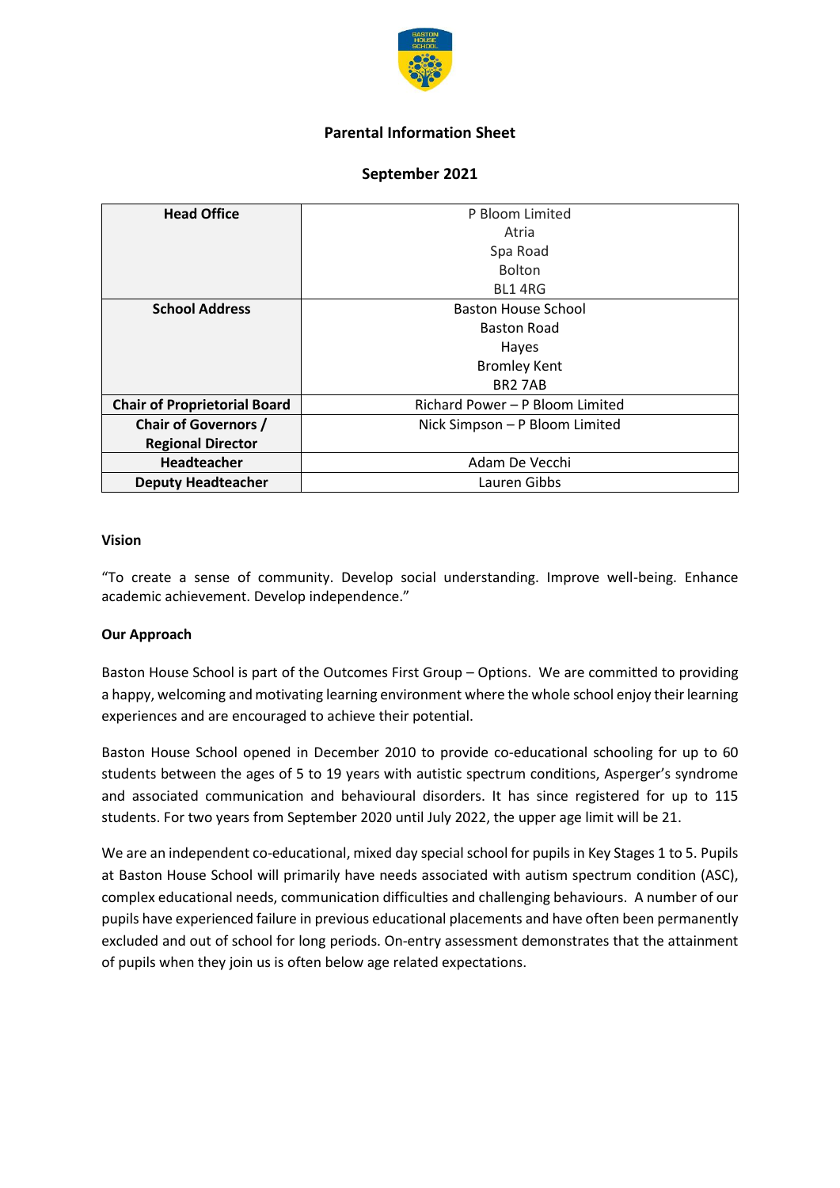# Parental Information Sheet

## September 2021

| | |
|---|---|
| **Head Office** | P Bloom Limited<br>Atria<br>Spa Road<br>Bolton<br>BL1 4RG |
| **School Address** | Baston House School<br>Baston Road<br>Hayes<br>Bromley Kent<br>BR2 7AB |
| **Chair of Proprietorial Board** | Richard Power – P Bloom Limited |
| **Chair of Governors / Regional Director** | Nick Simpson – P Bloom Limited |
| **Headteacher** | Adam De Vecchi |
| **Deputy Headteacher** | Lauren Gibbs |

**Vision**

"To create a sense of community. Develop social understanding. Improve well-being. Enhance academic achievement. Develop independence."

**Our Approach**

Baston House School is part of the Outcomes First Group – Options. We are committed to providing a happy, welcoming and motivating learning environment where the whole school enjoy their learning experiences and are encouraged to achieve their potential.

Baston House School opened in December 2010 to provide co-educational schooling for up to 60 students between the ages of 5 to 19 years with autistic spectrum conditions, Asperger's syndrome and associated communication and behavioural disorders. It has since registered for up to 115 students. For two years from September 2020 until July 2022, the upper age limit will be 21.

We are an independent co-educational, mixed day special school for pupils in Key Stages 1 to 5. Pupils at Baston House School will primarily have needs associated with autism spectrum condition (ASC), complex educational needs, communication difficulties and challenging behaviours. A number of our pupils have experienced failure in previous educational placements and have often been permanently excluded and out of school for long periods. On-entry assessment demonstrates that the attainment of pupils when they join us is often below age related expectations.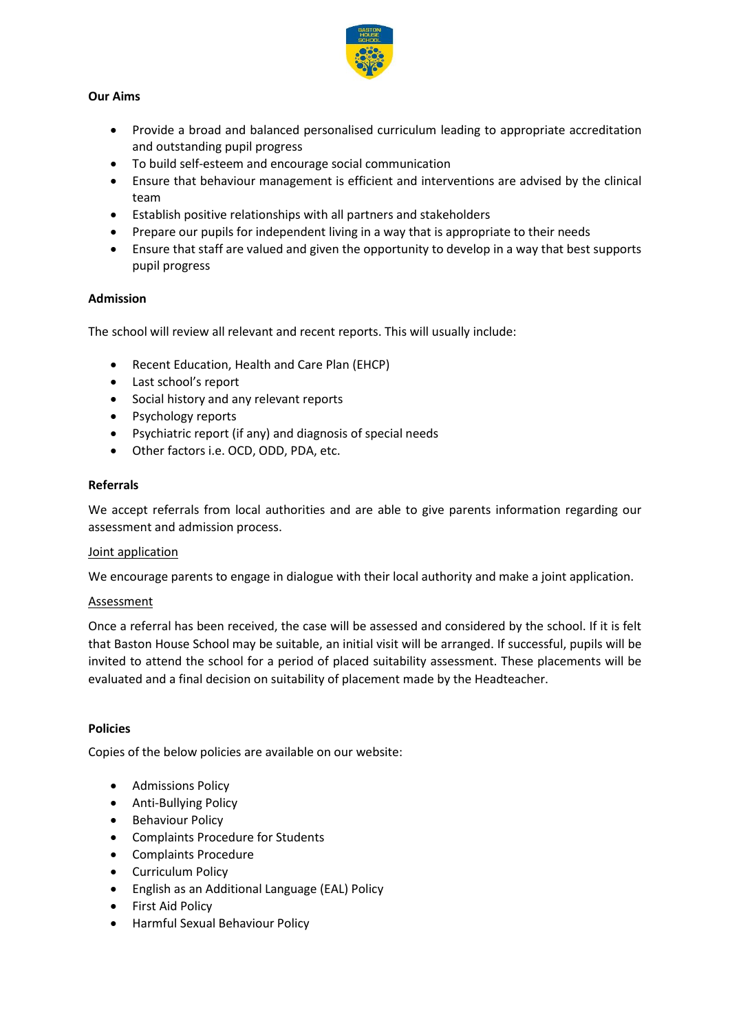**Our Aims**

- Provide a broad and balanced personalised curriculum leading to appropriate accreditation and outstanding pupil progress
- To build self-esteem and encourage social communication
- Ensure that behaviour management is efficient and interventions are advised by the clinical team
- Establish positive relationships with all partners and stakeholders
- Prepare our pupils for independent living in a way that is appropriate to their needs
- Ensure that staff are valued and given the opportunity to develop in a way that best supports pupil progress

**Admission**

The school will review all relevant and recent reports. This will usually include:

- Recent Education, Health and Care Plan (EHCP)
- Last school's report
- Social history and any relevant reports
- Psychology reports
- Psychiatric report (if any) and diagnosis of special needs
- Other factors i.e. OCD, ODD, PDA, etc.

**Referrals**

We accept referrals from local authorities and are able to give parents information regarding our assessment and admission process.

<u>Joint application</u>

We encourage parents to engage in dialogue with their local authority and make a joint application.

<u>Assessment</u>

Once a referral has been received, the case will be assessed and considered by the school. If it is felt that Baston House School may be suitable, an initial visit will be arranged. If successful, pupils will be invited to attend the school for a period of placed suitability assessment. These placements will be evaluated and a final decision on suitability of placement made by the Headteacher.

**Policies**

Copies of the below policies are available on our website:

- Admissions Policy
- Anti-Bullying Policy
- Behaviour Policy
- Complaints Procedure for Students
- Complaints Procedure
- Curriculum Policy
- English as an Additional Language (EAL) Policy
- First Aid Policy
- Harmful Sexual Behaviour Policy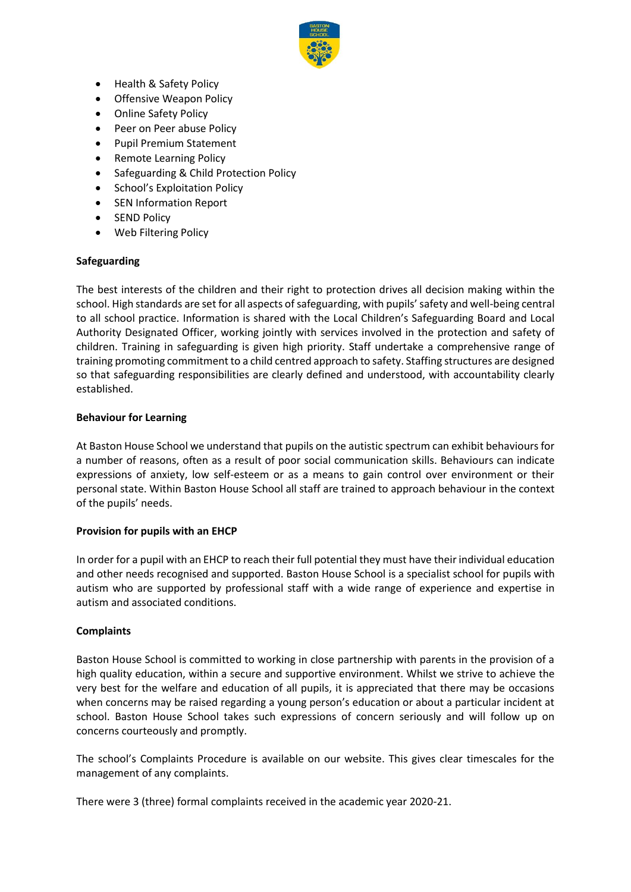- Health & Safety Policy
- Offensive Weapon Policy
- Online Safety Policy
- Peer on Peer abuse Policy
- Pupil Premium Statement
- Remote Learning Policy
- Safeguarding & Child Protection Policy
- School's Exploitation Policy
- SEN Information Report
- SEND Policy
- Web Filtering Policy

**Safeguarding**

The best interests of the children and their right to protection drives all decision making within the school. High standards are set for all aspects of safeguarding, with pupils' safety and well-being central to all school practice. Information is shared with the Local Children's Safeguarding Board and Local Authority Designated Officer, working jointly with services involved in the protection and safety of children. Training in safeguarding is given high priority. Staff undertake a comprehensive range of training promoting commitment to a child centred approach to safety. Staffing structures are designed so that safeguarding responsibilities are clearly defined and understood, with accountability clearly established.

**Behaviour for Learning**

At Baston House School we understand that pupils on the autistic spectrum can exhibit behaviours for a number of reasons, often as a result of poor social communication skills. Behaviours can indicate expressions of anxiety, low self-esteem or as a means to gain control over environment or their personal state. Within Baston House School all staff are trained to approach behaviour in the context of the pupils' needs.

**Provision for pupils with an EHCP**

In order for a pupil with an EHCP to reach their full potential they must have their individual education and other needs recognised and supported. Baston House School is a specialist school for pupils with autism who are supported by professional staff with a wide range of experience and expertise in autism and associated conditions.

**Complaints**

Baston House School is committed to working in close partnership with parents in the provision of a high quality education, within a secure and supportive environment. Whilst we strive to achieve the very best for the welfare and education of all pupils, it is appreciated that there may be occasions when concerns may be raised regarding a young person's education or about a particular incident at school. Baston House School takes such expressions of concern seriously and will follow up on concerns courteously and promptly.

The school's Complaints Procedure is available on our website. This gives clear timescales for the management of any complaints.

There were 3 (three) formal complaints received in the academic year 2020-21.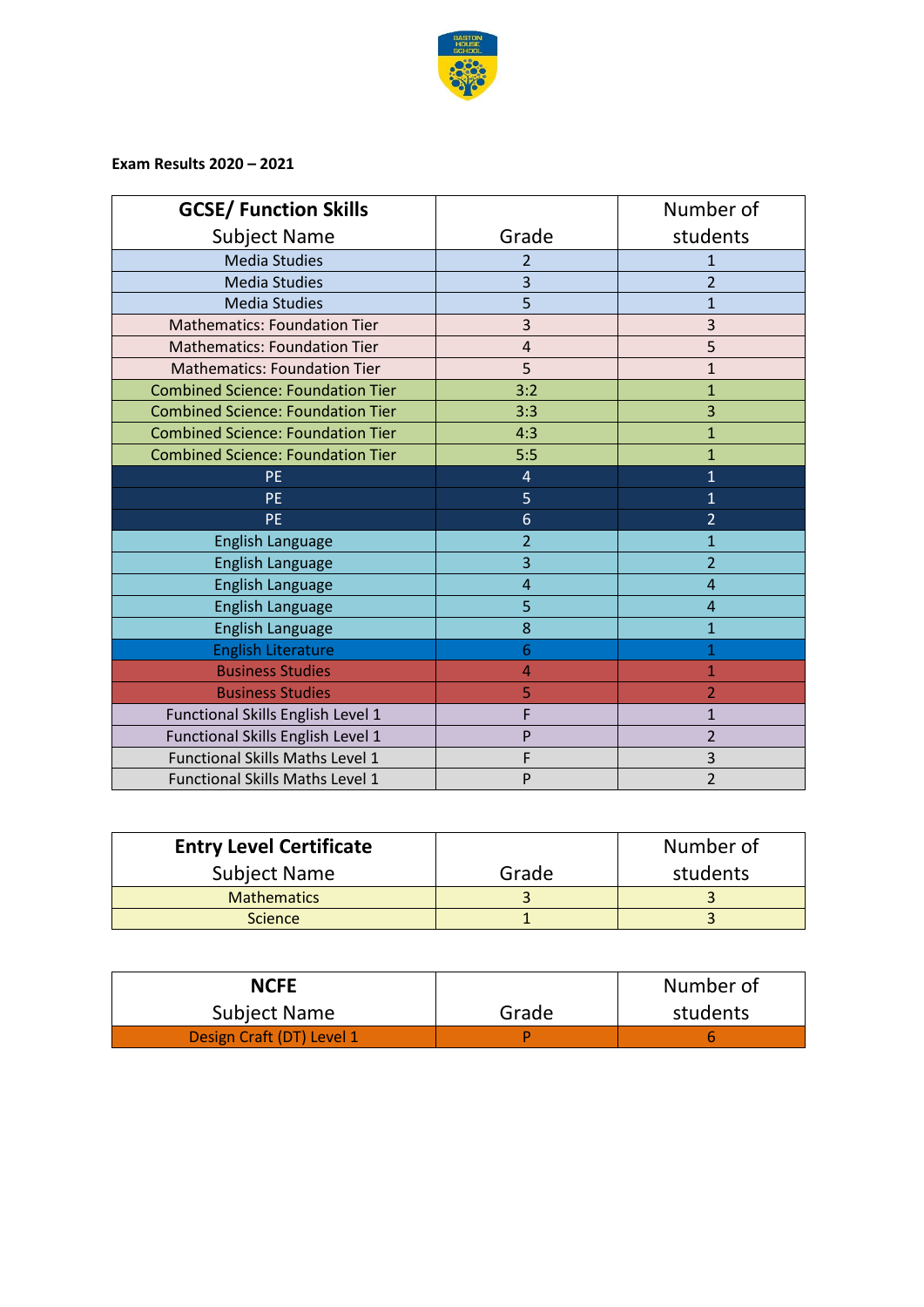**Exam Results 2020 – 2021**

| **GCSE/ Function Skills** Subject Name | Grade | Number of students |
|---|---|---|
| Media Studies | 2 | 1 |
| Media Studies | 3 | 2 |
| Media Studies | 5 | 1 |
| Mathematics: Foundation Tier | 3 | 3 |
| Mathematics: Foundation Tier | 4 | 5 |
| Mathematics: Foundation Tier | 5 | 1 |
| Combined Science: Foundation Tier | 3:2 | 1 |
| Combined Science: Foundation Tier | 3:3 | 3 |
| Combined Science: Foundation Tier | 4:3 | 1 |
| Combined Science: Foundation Tier | 5:5 | 1 |
| PE | 4 | 1 |
| PE | 5 | 1 |
| PE | 6 | 2 |
| English Language | 2 | 1 |
| English Language | 3 | 2 |
| English Language | 4 | 4 |
| English Language | 5 | 4 |
| English Language | 8 | 1 |
| English Literature | 6 | 1 |
| Business Studies | 4 | 1 |
| Business Studies | 5 | 2 |
| Functional Skills English Level 1 | F | 1 |
| Functional Skills English Level 1 | P | 2 |
| Functional Skills Maths Level 1 | F | 3 |
| Functional Skills Maths Level 1 | P | 2 |

| **Entry Level Certificate** Subject Name | Grade | Number of students |
|---|---|---|
| Mathematics | 3 | 3 |
| Science | 1 | 3 |

| **NCFE** Subject Name | Grade | Number of students |
|---|---|---|
| Design Craft (DT) Level 1 | P | 6 |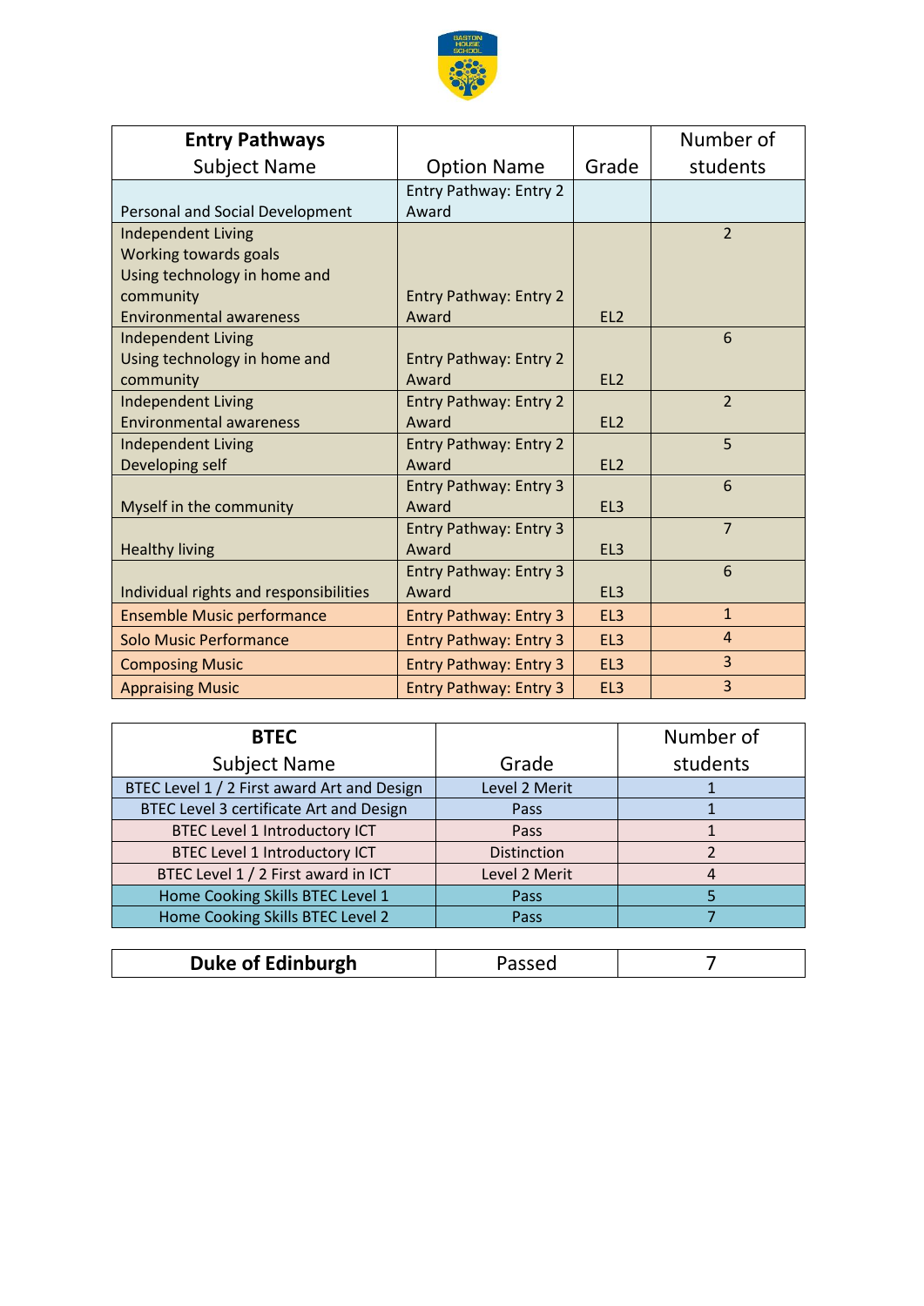| **Entry Pathways** Subject Name | Option Name | Grade | Number of students |
|---|---|---|---|
| Personal and Social Development | Entry Pathway: Entry 2 Award | | |
| Independent Living<br>Working towards goals<br>Using technology in home and community<br>Environmental awareness | Entry Pathway: Entry 2 Award | EL2 | 2 |
| Independent Living<br>Using technology in home and community | Entry Pathway: Entry 2 Award | EL2 | 6 |
| Independent Living<br>Environmental awareness | Entry Pathway: Entry 2 Award | EL2 | 2 |
| Independent Living<br>Developing self | Entry Pathway: Entry 2 Award | EL2 | 5 |
| Myself in the community | Entry Pathway: Entry 3 Award | EL3 | 6 |
| Healthy living | Entry Pathway: Entry 3 Award | EL3 | 7 |
| Individual rights and responsibilities | Entry Pathway: Entry 3 Award | EL3 | 6 |
| Ensemble Music performance | Entry Pathway: Entry 3 | EL3 | 1 |
| Solo Music Performance | Entry Pathway: Entry 3 | EL3 | 4 |
| Composing Music | Entry Pathway: Entry 3 | EL3 | 3 |
| Appraising Music | Entry Pathway: Entry 3 | EL3 | 3 |

| **BTEC** Subject Name | Grade | Number of students |
|---|---|---|
| BTEC Level 1 / 2 First award Art and Design | Level 2 Merit | 1 |
| BTEC Level 3 certificate Art and Design | Pass | 1 |
| BTEC Level 1 Introductory ICT | Pass | 1 |
| BTEC Level 1 Introductory ICT | Distinction | 2 |
| BTEC Level 1 / 2 First award in ICT | Level 2 Merit | 4 |
| Home Cooking Skills BTEC Level 1 | Pass | 5 |
| Home Cooking Skills BTEC Level 2 | Pass | 7 |

| | | |
|---|---|---|
| **Duke of Edinburgh** | Passed | 7 |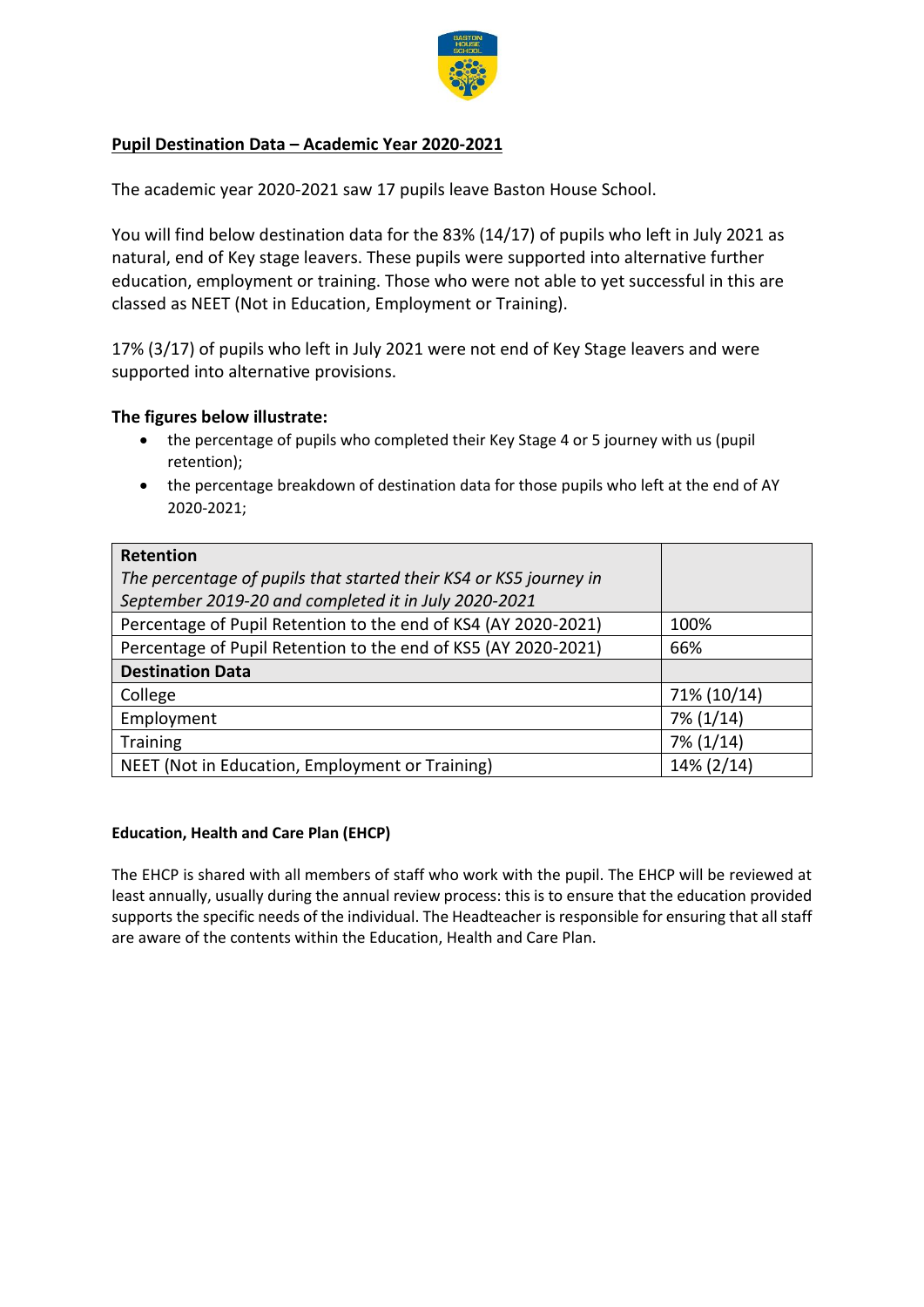## Pupil Destination Data – Academic Year 2020-2021

The academic year 2020-2021 saw 17 pupils leave Baston House School.

You will find below destination data for the 83% (14/17) of pupils who left in July 2021 as natural, end of Key stage leavers. These pupils were supported into alternative further education, employment or training. Those who were not able to yet successful in this are classed as NEET (Not in Education, Employment or Training).

17% (3/17) of pupils who left in July 2021 were not end of Key Stage leavers and were supported into alternative provisions.

**The figures below illustrate:**

- the percentage of pupils who completed their Key Stage 4 or 5 journey with us (pupil retention);
- the percentage breakdown of destination data for those pupils who left at the end of AY 2020-2021;

| | |
|---|---|
| **Retention**<br>*The percentage of pupils that started their KS4 or KS5 journey in September 2019-20 and completed it in July 2020-2021* | |
| Percentage of Pupil Retention to the end of KS4 (AY 2020-2021) | 100% |
| Percentage of Pupil Retention to the end of KS5 (AY 2020-2021) | 66% |
| **Destination Data** | |
| College | 71% (10/14) |
| Employment | 7% (1/14) |
| Training | 7% (1/14) |
| NEET (Not in Education, Employment or Training) | 14% (2/14) |

#### Education, Health and Care Plan (EHCP)

The EHCP is shared with all members of staff who work with the pupil. The EHCP will be reviewed at least annually, usually during the annual review process: this is to ensure that the education provided supports the specific needs of the individual. The Headteacher is responsible for ensuring that all staff are aware of the contents within the Education, Health and Care Plan.